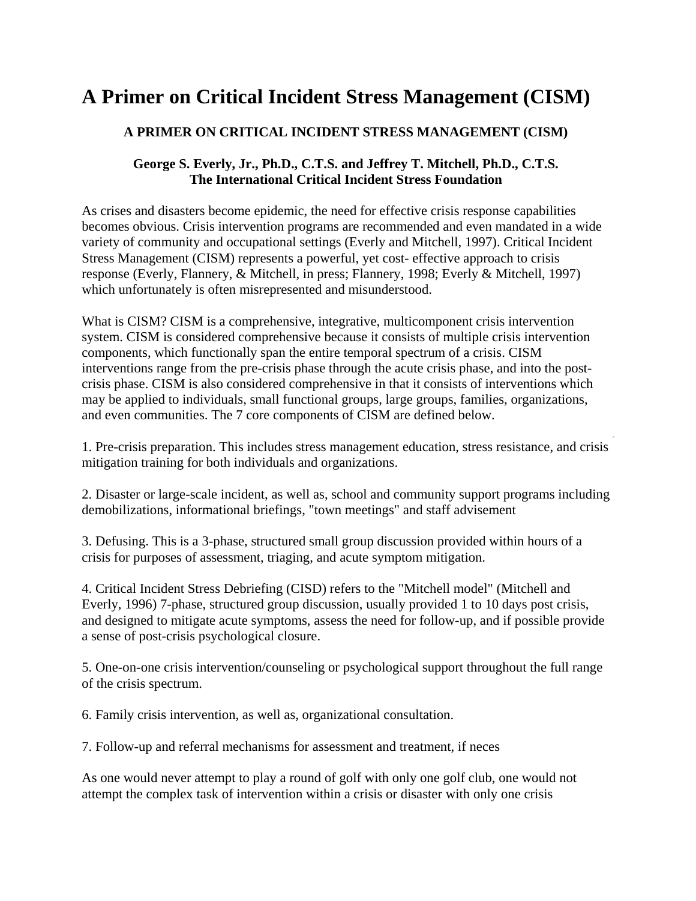# A Primer on Critical Incident Stress Management (CISM)

### A PRIMER ON CRITICAL INCIDENT STRESS MANAGEMENT (CISM)

**George S. Everly, Jr., Ph.D., C.T.S. and Jeffrey T. Mitchell, Ph.D., C.T.S.**
**The International Critical Incident Stress Foundation**

As crises and disasters become epidemic, the need for effective crisis response capabilities becomes obvious. Crisis intervention programs are recommended and even mandated in a wide variety of community and occupational settings (Everly and Mitchell, 1997). Critical Incident Stress Management (CISM) represents a powerful, yet cost- effective approach to crisis response (Everly, Flannery, & Mitchell, in press; Flannery, 1998; Everly & Mitchell, 1997) which unfortunately is often misrepresented and misunderstood.

What is CISM? CISM is a comprehensive, integrative, multicomponent crisis intervention system. CISM is considered comprehensive because it consists of multiple crisis intervention components, which functionally span the entire temporal spectrum of a crisis. CISM interventions range from the pre-crisis phase through the acute crisis phase, and into the post-crisis phase. CISM is also considered comprehensive in that it consists of interventions which may be applied to individuals, small functional groups, large groups, families, organizations, and even communities. The 7 core components of CISM are defined below.

1. Pre-crisis preparation. This includes stress management education, stress resistance, and crisis mitigation training for both individuals and organizations.

2. Disaster or large-scale incident, as well as, school and community support programs including demobilizations, informational briefings, "town meetings" and staff advisement

3. Defusing. This is a 3-phase, structured small group discussion provided within hours of a crisis for purposes of assessment, triaging, and acute symptom mitigation.

4. Critical Incident Stress Debriefing (CISD) refers to the "Mitchell model" (Mitchell and Everly, 1996) 7-phase, structured group discussion, usually provided 1 to 10 days post crisis, and designed to mitigate acute symptoms, assess the need for follow-up, and if possible provide a sense of post-crisis psychological closure.

5. One-on-one crisis intervention/counseling or psychological support throughout the full range of the crisis spectrum.

6. Family crisis intervention, as well as, organizational consultation.

7. Follow-up and referral mechanisms for assessment and treatment, if neces

As one would never attempt to play a round of golf with only one golf club, one would not attempt the complex task of intervention within a crisis or disaster with only one crisis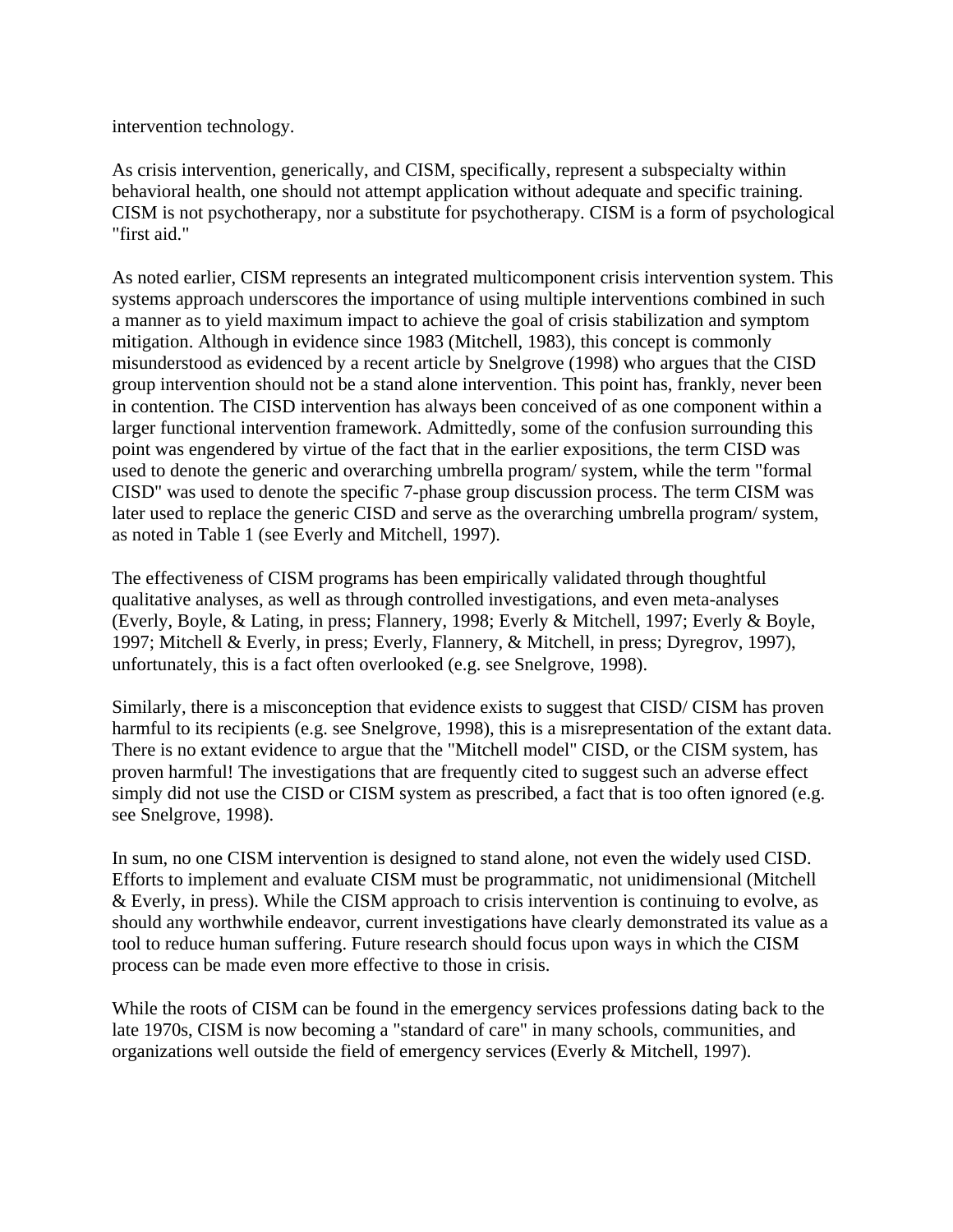intervention technology.

As crisis intervention, generically, and CISM, specifically, represent a subspecialty within behavioral health, one should not attempt application without adequate and specific training. CISM is not psychotherapy, nor a substitute for psychotherapy. CISM is a form of psychological "first aid."

As noted earlier, CISM represents an integrated multicomponent crisis intervention system. This systems approach underscores the importance of using multiple interventions combined in such a manner as to yield maximum impact to achieve the goal of crisis stabilization and symptom mitigation. Although in evidence since 1983 (Mitchell, 1983), this concept is commonly misunderstood as evidenced by a recent article by Snelgrove (1998) who argues that the CISD group intervention should not be a stand alone intervention. This point has, frankly, never been in contention. The CISD intervention has always been conceived of as one component within a larger functional intervention framework. Admittedly, some of the confusion surrounding this point was engendered by virtue of the fact that in the earlier expositions, the term CISD was used to denote the generic and overarching umbrella program/ system, while the term "formal CISD" was used to denote the specific 7-phase group discussion process. The term CISM was later used to replace the generic CISD and serve as the overarching umbrella program/ system, as noted in Table 1 (see Everly and Mitchell, 1997).

The effectiveness of CISM programs has been empirically validated through thoughtful qualitative analyses, as well as through controlled investigations, and even meta-analyses (Everly, Boyle, & Lating, in press; Flannery, 1998; Everly & Mitchell, 1997; Everly & Boyle, 1997; Mitchell & Everly, in press; Everly, Flannery, & Mitchell, in press; Dyregrov, 1997), unfortunately, this is a fact often overlooked (e.g. see Snelgrove, 1998).

Similarly, there is a misconception that evidence exists to suggest that CISD/ CISM has proven harmful to its recipients (e.g. see Snelgrove, 1998), this is a misrepresentation of the extant data. There is no extant evidence to argue that the "Mitchell model" CISD, or the CISM system, has proven harmful! The investigations that are frequently cited to suggest such an adverse effect simply did not use the CISD or CISM system as prescribed, a fact that is too often ignored (e.g. see Snelgrove, 1998).

In sum, no one CISM intervention is designed to stand alone, not even the widely used CISD. Efforts to implement and evaluate CISM must be programmatic, not unidimensional (Mitchell & Everly, in press). While the CISM approach to crisis intervention is continuing to evolve, as should any worthwhile endeavor, current investigations have clearly demonstrated its value as a tool to reduce human suffering. Future research should focus upon ways in which the CISM process can be made even more effective to those in crisis.

While the roots of CISM can be found in the emergency services professions dating back to the late 1970s, CISM is now becoming a "standard of care" in many schools, communities, and organizations well outside the field of emergency services (Everly & Mitchell, 1997).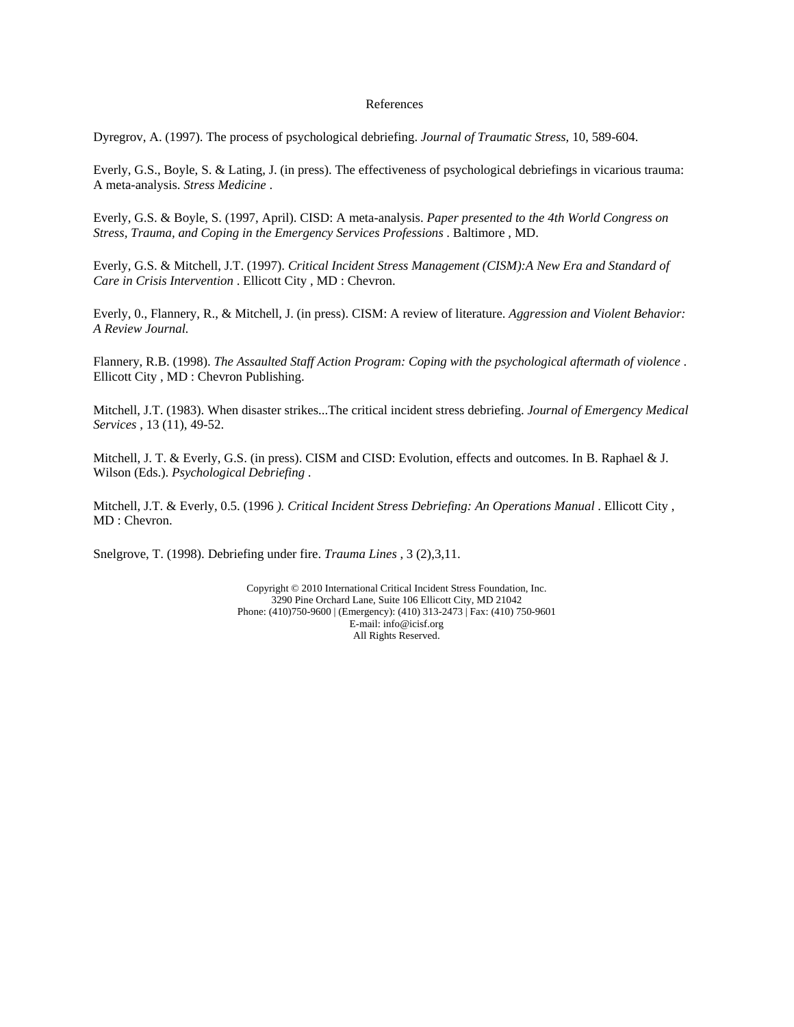# References

Dyregrov, A. (1997). The process of psychological debriefing. *Journal of Traumatic Stress,* 10, 589-604.

Everly, G.S., Boyle, S. & Lating, J. (in press). The effectiveness of psychological debriefings in vicarious trauma: A meta-analysis. *Stress Medicine* .

Everly, G.S. & Boyle, S. (1997, April). CISD: A meta-analysis. *Paper presented to the 4th World Congress on Stress, Trauma, and Coping in the Emergency Services Professions* . Baltimore , MD.

Everly, G.S. & Mitchell, J.T. (1997). *Critical Incident Stress Management (CISM):A New Era and Standard of Care in Crisis Intervention* . Ellicott City , MD : Chevron.

Everly, 0., Flannery, R., & Mitchell, J. (in press). CISM: A review of literature. *Aggression and Violent Behavior: A Review Journal.*

Flannery, R.B. (1998). *The Assaulted Staff Action Program: Coping with the psychological aftermath of violence* . Ellicott City , MD : Chevron Publishing.

Mitchell, J.T. (1983). When disaster strikes...The critical incident stress debriefing. *Journal of Emergency Medical Services* , 13 (11), 49-52.

Mitchell, J. T. & Everly, G.S. (in press). CISM and CISD: Evolution, effects and outcomes. In B. Raphael & J. Wilson (Eds.). *Psychological Debriefing* .

Mitchell, J.T. & Everly, 0.5. (1996 *). Critical Incident Stress Debriefing: An Operations Manual* . Ellicott City , MD : Chevron.

Snelgrove, T. (1998). Debriefing under fire. *Trauma Lines* , 3 (2),3,11.

Copyright © 2010 International Critical Incident Stress Foundation, Inc.
3290 Pine Orchard Lane, Suite 106 Ellicott City, MD 21042
Phone: (410)750-9600 | (Emergency): (410) 313-2473 | Fax: (410) 750-9601
E-mail: info@icisf.org
All Rights Reserved.